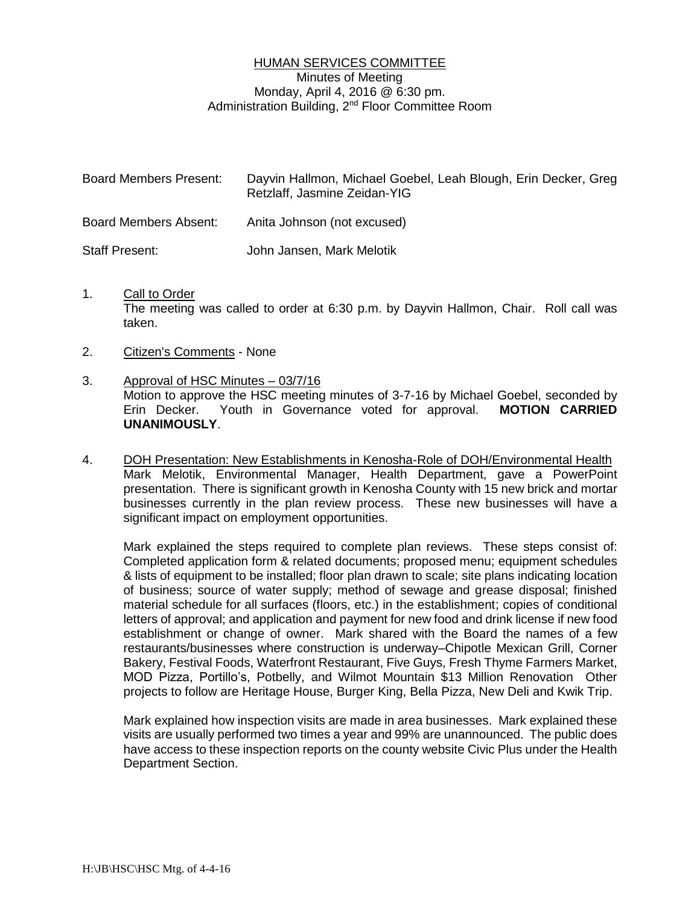HUMAN SERVICES COMMITTEE

Minutes of Meeting

Monday, April 4, 2016 @ 6:30 pm.

Administration Building, 2nd Floor Committee Room

Board Members Present: Dayvin Hallmon, Michael Goebel, Leah Blough, Erin Decker, Greg Retzlaff, Jasmine Zeidan-YIG

Board Members Absent: Anita Johnson (not excused)

Staff Present: John Jansen, Mark Melotik

1. Call to Order

   The meeting was called to order at 6:30 p.m. by Dayvin Hallmon, Chair. Roll call was taken.

2. Citizen's Comments - None

3. Approval of HSC Minutes – 03/7/16

   Motion to approve the HSC meeting minutes of 3-7-16 by Michael Goebel, seconded by Erin Decker. Youth in Governance voted for approval. **MOTION CARRIED UNANIMOUSLY**.

4. DOH Presentation: New Establishments in Kenosha-Role of DOH/Environmental Health

   Mark Melotik, Environmental Manager, Health Department, gave a PowerPoint presentation. There is significant growth in Kenosha County with 15 new brick and mortar businesses currently in the plan review process. These new businesses will have a significant impact on employment opportunities.

   Mark explained the steps required to complete plan reviews. These steps consist of: Completed application form & related documents; proposed menu; equipment schedules & lists of equipment to be installed; floor plan drawn to scale; site plans indicating location of business; source of water supply; method of sewage and grease disposal; finished material schedule for all surfaces (floors, etc.) in the establishment; copies of conditional letters of approval; and application and payment for new food and drink license if new food establishment or change of owner. Mark shared with the Board the names of a few restaurants/businesses where construction is underway–Chipotle Mexican Grill, Corner Bakery, Festival Foods, Waterfront Restaurant, Five Guys, Fresh Thyme Farmers Market, MOD Pizza, Portillo's, Potbelly, and Wilmot Mountain $13 Million Renovation Other projects to follow are Heritage House, Burger King, Bella Pizza, New Deli and Kwik Trip.

   Mark explained how inspection visits are made in area businesses. Mark explained these visits are usually performed two times a year and 99% are unannounced. The public does have access to these inspection reports on the county website Civic Plus under the Health Department Section.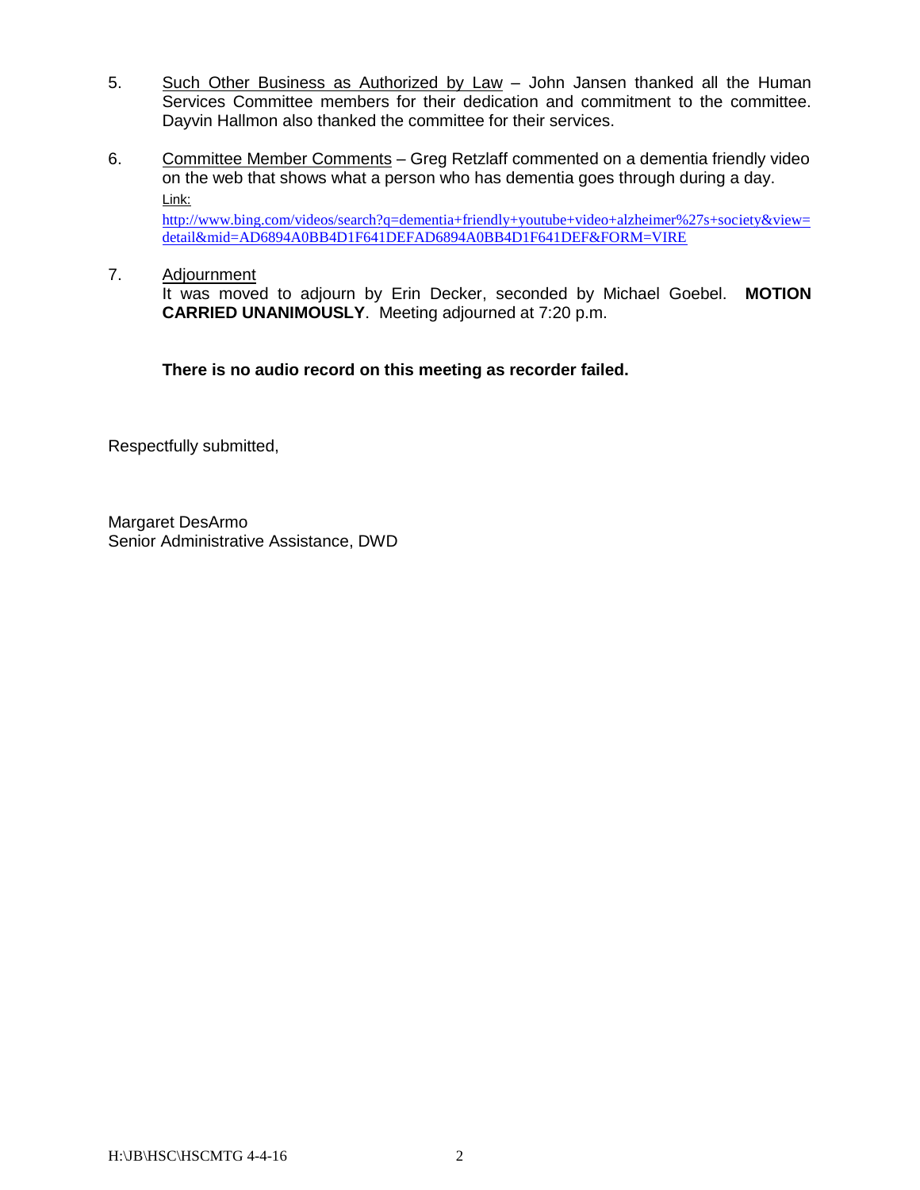5. Such Other Business as Authorized by Law – John Jansen thanked all the Human Services Committee members for their dedication and commitment to the committee. Dayvin Hallmon also thanked the committee for their services.

6. Committee Member Comments – Greg Retzlaff commented on a dementia friendly video on the web that shows what a person who has dementia goes through during a day.
   Link:
   http://www.bing.com/videos/search?q=dementia+friendly+youtube+video+alzheimer%27s+society&view=detail&mid=AD6894A0BB4D1F641DEFAD6894A0BB4D1F641DEF&FORM=VIRE

7. Adjournment
   It was moved to adjourn by Erin Decker, seconded by Michael Goebel. **MOTION CARRIED UNANIMOUSLY**. Meeting adjourned at 7:20 p.m.

   **There is no audio record on this meeting as recorder failed.**

Respectfully submitted,

Margaret DesArmo
Senior Administrative Assistance, DWD

H:\JB\HSC\HSCMTG 4-4-16